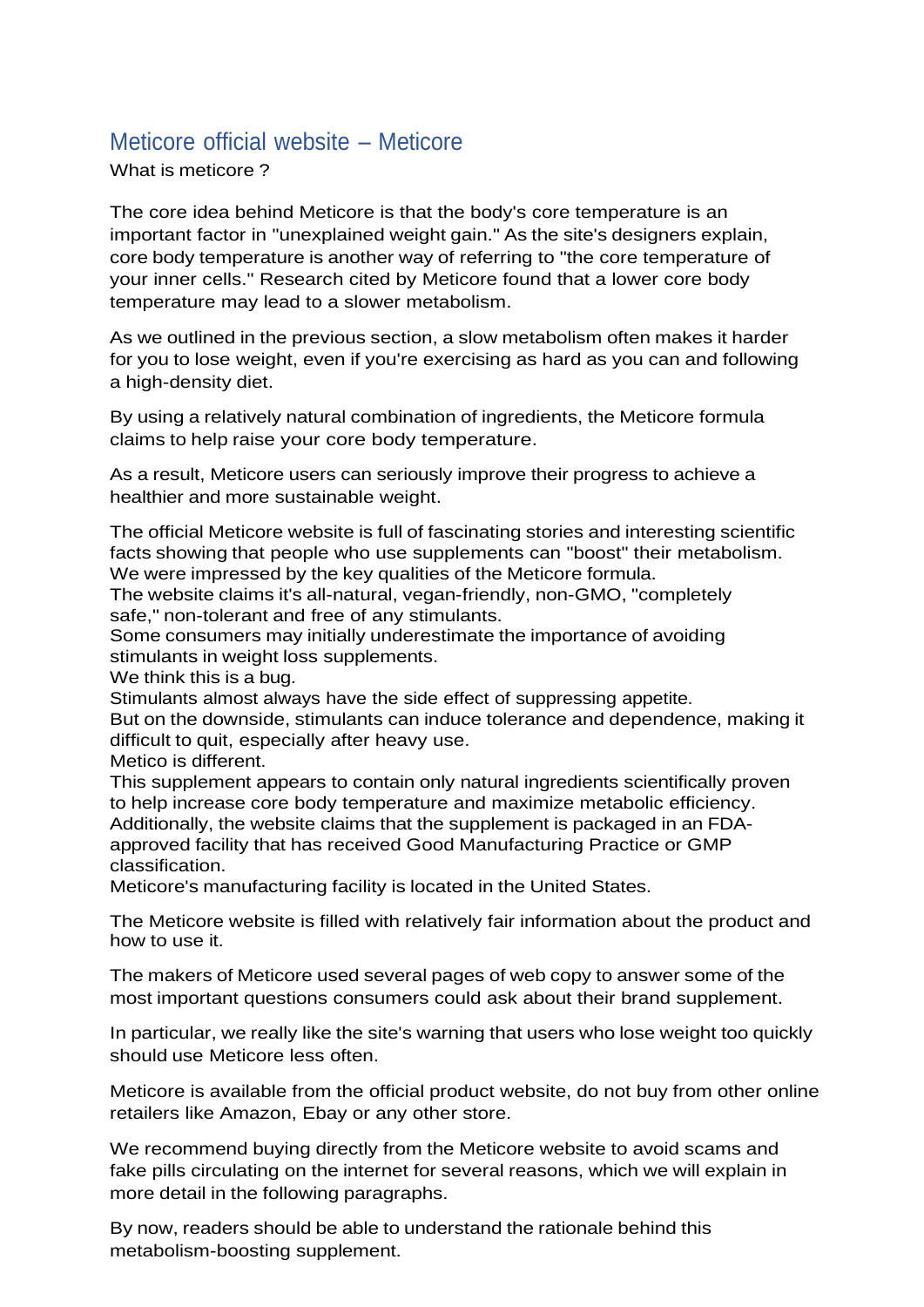# Meticore official website – Meticore

What is meticore ?

The core idea behind Meticore is that the body's core temperature is an important factor in "unexplained weight gain." As the site's designers explain, core body temperature is another way of referring to "the core temperature of your inner cells." Research cited by Meticore found that a lower core body temperature may lead to a slower metabolism.

As we outlined in the previous section, a slow metabolism often makes it harder for you to lose weight, even if you're exercising as hard as you can and following a high-density diet.

By using a relatively natural combination of ingredients, the Meticore formula claims to help raise your core body temperature.

As a result, Meticore users can seriously improve their progress to achieve a healthier and more sustainable weight.

The official Meticore website is full of fascinating stories and interesting scientific facts showing that people who use supplements can "boost" their metabolism.
We were impressed by the key qualities of the Meticore formula.
The website claims it's all-natural, vegan-friendly, non-GMO, "completely safe," non-tolerant and free of any stimulants.
Some consumers may initially underestimate the importance of avoiding stimulants in weight loss supplements.
We think this is a bug.
Stimulants almost always have the side effect of suppressing appetite.
But on the downside, stimulants can induce tolerance and dependence, making it difficult to quit, especially after heavy use.
Metico is different.
This supplement appears to contain only natural ingredients scientifically proven to help increase core body temperature and maximize metabolic efficiency.
Additionally, the website claims that the supplement is packaged in an FDA-approved facility that has received Good Manufacturing Practice or GMP classification.
Meticore's manufacturing facility is located in the United States.

The Meticore website is filled with relatively fair information about the product and how to use it.

The makers of Meticore used several pages of web copy to answer some of the most important questions consumers could ask about their brand supplement.

In particular, we really like the site's warning that users who lose weight too quickly should use Meticore less often.

Meticore is available from the official product website, do not buy from other online retailers like Amazon, Ebay or any other store.

We recommend buying directly from the Meticore website to avoid scams and fake pills circulating on the internet for several reasons, which we will explain in more detail in the following paragraphs.

By now, readers should be able to understand the rationale behind this metabolism-boosting supplement.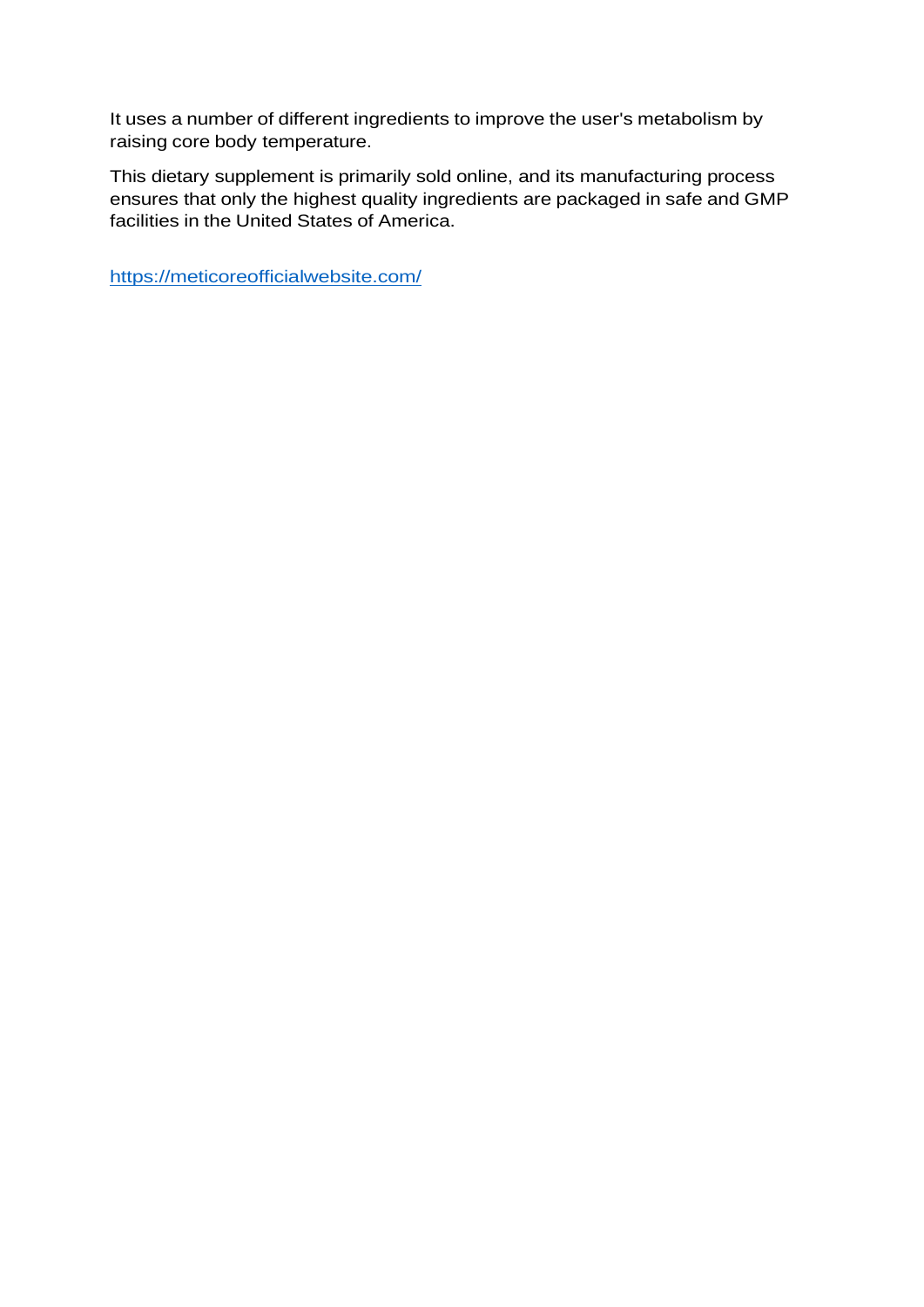It uses a number of different ingredients to improve the user's metabolism by raising core body temperature.

This dietary supplement is primarily sold online, and its manufacturing process ensures that only the highest quality ingredients are packaged in safe and GMP facilities in the United States of America.

https://meticoreofficialwebsite.com/